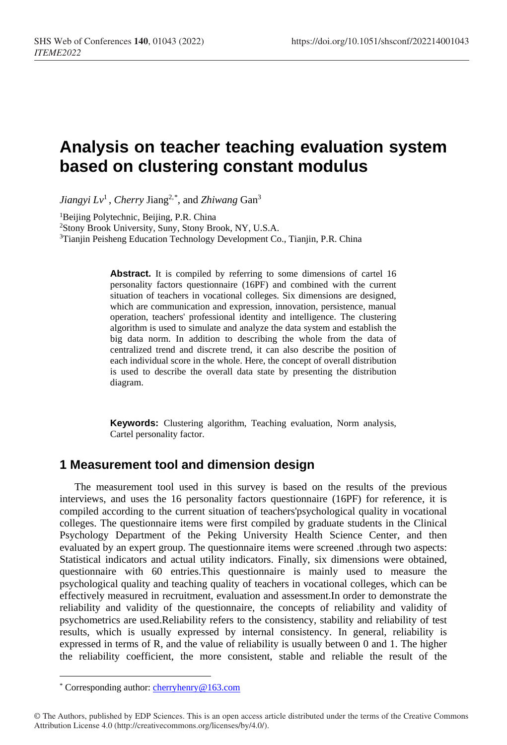# Analysis on teacher teaching evaluation system based on clustering constant modulus

*Jiangyi Lv*[1] , *Cherry* Jiang[2,*], and *Zhiwang* Gan[3]

[1]Beijing Polytechnic, Beijing, P.R. China
[2]Stony Brook University, Suny, Stony Brook, NY, U.S.A.
[3]Tianjin Peisheng Education Technology Development Co., Tianjin, P.R. China

**Abstract.** It is compiled by referring to some dimensions of cartel 16 personality factors questionnaire (16PF) and combined with the current situation of teachers in vocational colleges. Six dimensions are designed, which are communication and expression, innovation, persistence, manual operation, teachers' professional identity and intelligence. The clustering algorithm is used to simulate and analyze the data system and establish the big data norm. In addition to describing the whole from the data of centralized trend and discrete trend, it can also describe the position of each individual score in the whole. Here, the concept of overall distribution is used to describe the overall data state by presenting the distribution diagram.

**Keywords:** Clustering algorithm, Teaching evaluation, Norm analysis, Cartel personality factor.

## 1 Measurement tool and dimension design

The measurement tool used in this survey is based on the results of the previous interviews, and uses the 16 personality factors questionnaire (16PF) for reference, it is compiled according to the current situation of teachers'psychological quality in vocational colleges. The questionnaire items were first compiled by graduate students in the Clinical Psychology Department of the Peking University Health Science Center, and then evaluated by an expert group. The questionnaire items were screened .through two aspects: Statistical indicators and actual utility indicators. Finally, six dimensions were obtained, questionnaire with 60 entries.This questionnaire is mainly used to measure the psychological quality and teaching quality of teachers in vocational colleges, which can be effectively measured in recruitment, evaluation and assessment.In order to demonstrate the reliability and validity of the questionnaire, the concepts of reliability and validity of psychometrics are used.Reliability refers to the consistency, stability and reliability of test results, which is usually expressed by internal consistency. In general, reliability is expressed in terms of R, and the value of reliability is usually between 0 and 1. The higher the reliability coefficient, the more consistent, stable and reliable the result of the

* Corresponding author: cherryhenry@163.com

© The Authors, published by EDP Sciences. This is an open access article distributed under the terms of the Creative Commons Attribution License 4.0 (http://creativecommons.org/licenses/by/4.0/).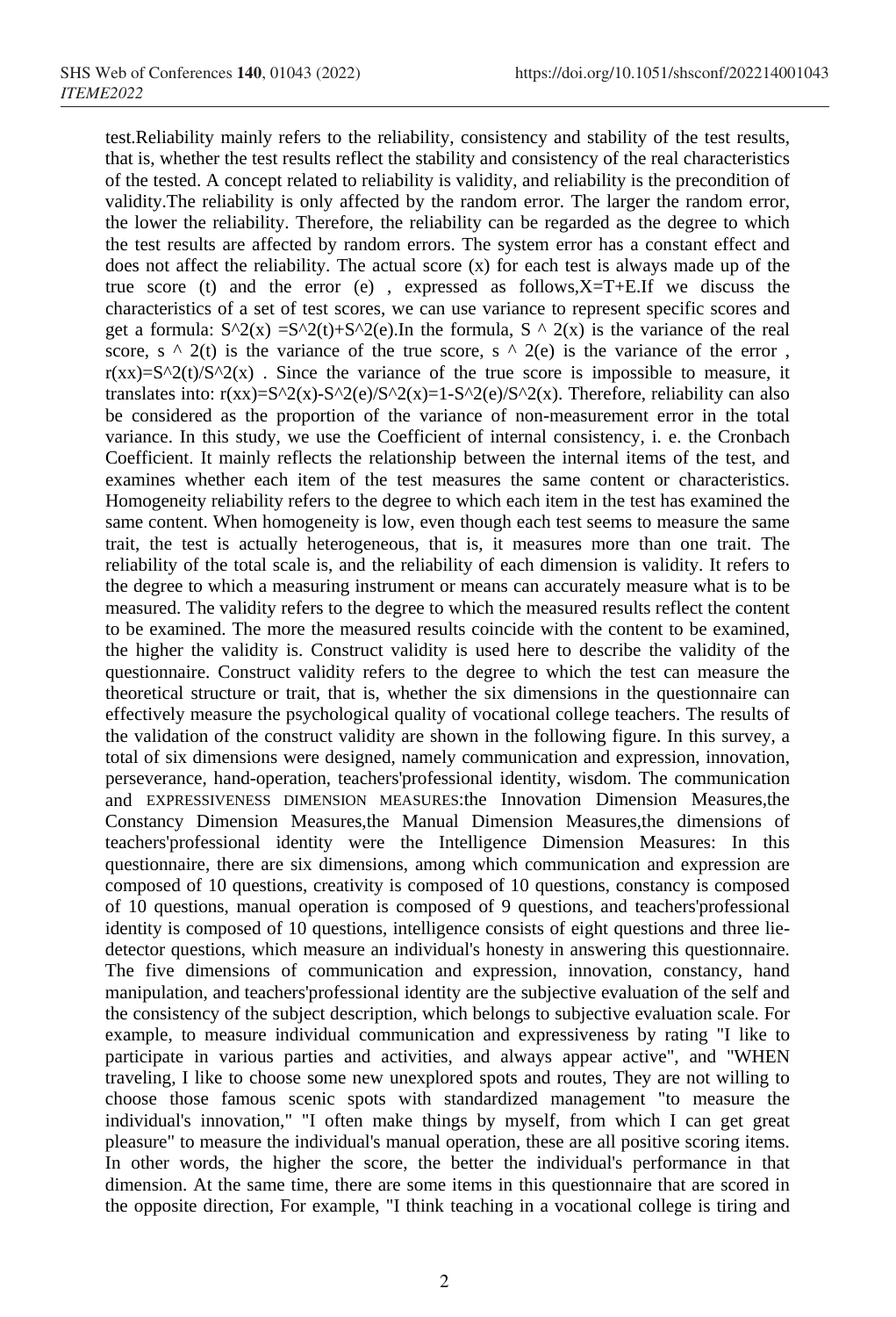test.Reliability mainly refers to the reliability, consistency and stability of the test results, that is, whether the test results reflect the stability and consistency of the real characteristics of the tested. A concept related to reliability is validity, and reliability is the precondition of validity.The reliability is only affected by the random error. The larger the random error, the lower the reliability. Therefore, the reliability can be regarded as the degree to which the test results are affected by random errors. The system error has a constant effect and does not affect the reliability. The actual score (x) for each test is always made up of the true score (t) and the error (e) , expressed as follows,X=T+E.If we discuss the characteristics of a set of test scores, we can use variance to represent specific scores and get a formula: $S^2(x) = S^2(t) + S^2(e)$.In the formula, $S^2(x)$ is the variance of the real score, $s^2(t)$ is the variance of the true score, $s^2(e)$ is the variance of the error , $r(xx) = S^2(t)/S^2(x)$ . Since the variance of the true score is impossible to measure, it translates into: $r(xx) = S^2(x) - S^2(e)/S^2(x) = 1 - S^2(e)/S^2(x)$. Therefore, reliability can also be considered as the proportion of the variance of non-measurement error in the total variance. In this study, we use the Coefficient of internal consistency, i. e. the Cronbach Coefficient. It mainly reflects the relationship between the internal items of the test, and examines whether each item of the test measures the same content or characteristics. Homogeneity reliability refers to the degree to which each item in the test has examined the same content. When homogeneity is low, even though each test seems to measure the same trait, the test is actually heterogeneous, that is, it measures more than one trait. The reliability of the total scale is, and the reliability of each dimension is validity. It refers to the degree to which a measuring instrument or means can accurately measure what is to be measured. The validity refers to the degree to which the measured results reflect the content to be examined. The more the measured results coincide with the content to be examined, the higher the validity is. Construct validity is used here to describe the validity of the questionnaire. Construct validity refers to the degree to which the test can measure the theoretical structure or trait, that is, whether the six dimensions in the questionnaire can effectively measure the psychological quality of vocational college teachers. The results of the validation of the construct validity are shown in the following figure. In this survey, a total of six dimensions were designed, namely communication and expression, innovation, perseverance, hand-operation, teachers'professional identity, wisdom. The communication and EXPRESSIVENESS DIMENSION MEASURES:the Innovation Dimension Measures,the Constancy Dimension Measures,the Manual Dimension Measures,the dimensions of teachers'professional identity were the Intelligence Dimension Measures: In this questionnaire, there are six dimensions, among which communication and expression are composed of 10 questions, creativity is composed of 10 questions, constancy is composed of 10 questions, manual operation is composed of 9 questions, and teachers'professional identity is composed of 10 questions, intelligence consists of eight questions and three lie-detector questions, which measure an individual's honesty in answering this questionnaire. The five dimensions of communication and expression, innovation, constancy, hand manipulation, and teachers'professional identity are the subjective evaluation of the self and the consistency of the subject description, which belongs to subjective evaluation scale. For example, to measure individual communication and expressiveness by rating "I like to participate in various parties and activities, and always appear active", and "WHEN traveling, I like to choose some new unexplored spots and routes, They are not willing to choose those famous scenic spots with standardized management "to measure the individual's innovation," "I often make things by myself, from which I can get great pleasure" to measure the individual's manual operation, these are all positive scoring items. In other words, the higher the score, the better the individual's performance in that dimension. At the same time, there are some items in this questionnaire that are scored in the opposite direction, For example, "I think teaching in a vocational college is tiring and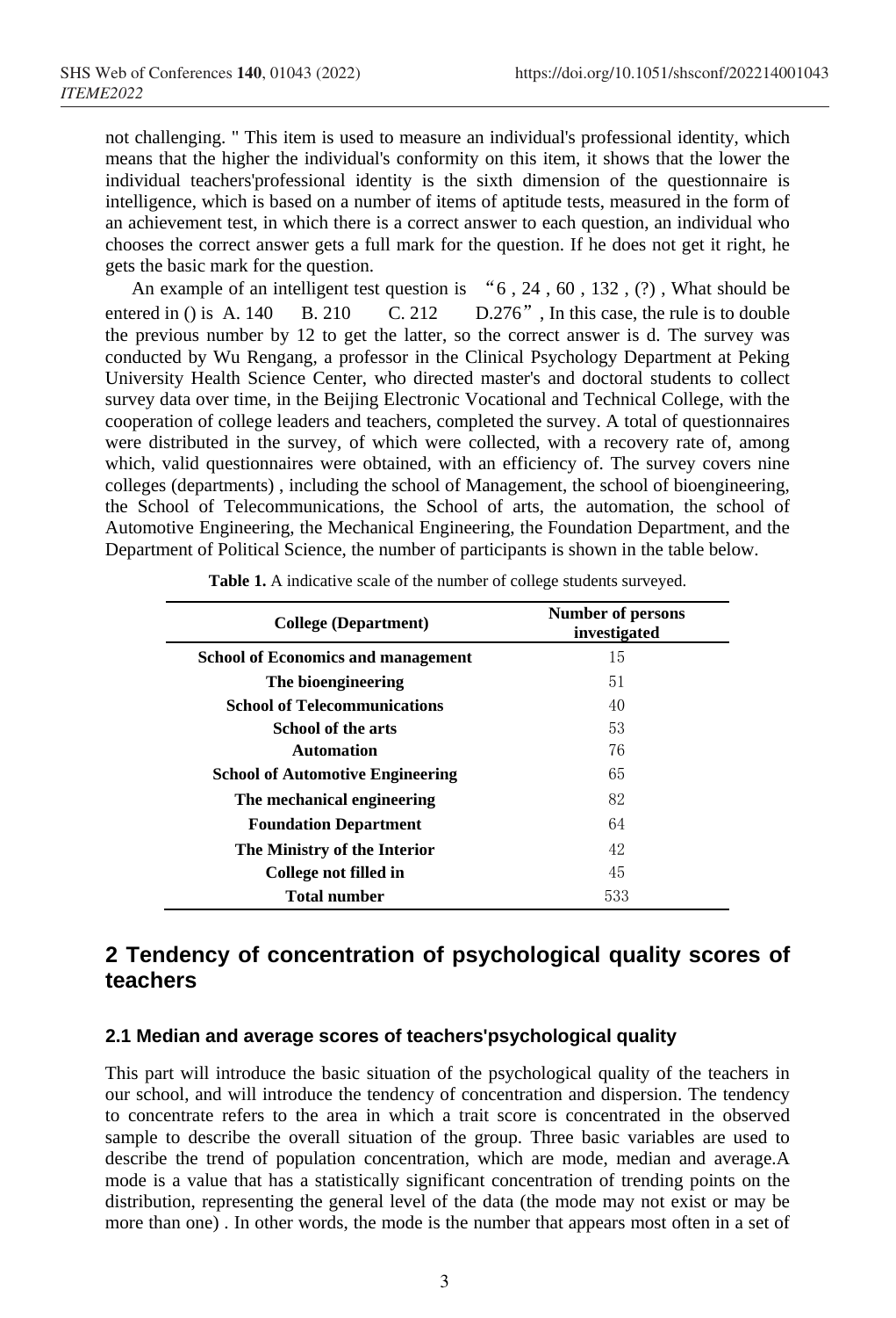not challenging. " This item is used to measure an individual's professional identity, which means that the higher the individual's conformity on this item, it shows that the lower the individual teachers'professional identity is the sixth dimension of the questionnaire is intelligence, which is based on a number of items of aptitude tests, measured in the form of an achievement test, in which there is a correct answer to each question, an individual who chooses the correct answer gets a full mark for the question. If he does not get it right, he gets the basic mark for the question.

An example of an intelligent test question is "6 , 24 , 60 , 132 , (?) , What should be entered in () is A. 140 B. 210 C. 212 D.276", In this case, the rule is to double the previous number by 12 to get the latter, so the correct answer is d. The survey was conducted by Wu Rengang, a professor in the Clinical Psychology Department at Peking University Health Science Center, who directed master's and doctoral students to collect survey data over time, in the Beijing Electronic Vocational and Technical College, with the cooperation of college leaders and teachers, completed the survey. A total of questionnaires were distributed in the survey, of which were collected, with a recovery rate of, among which, valid questionnaires were obtained, with an efficiency of. The survey covers nine colleges (departments) , including the school of Management, the school of bioengineering, the School of Telecommunications, the School of arts, the automation, the school of Automotive Engineering, the Mechanical Engineering, the Foundation Department, and the Department of Political Science, the number of participants is shown in the table below.

**Table 1.** A indicative scale of the number of college students surveyed.

| College (Department) | Number of persons investigated |
|---|---|
| **School of Economics and management** | 15 |
| **The bioengineering** | 51 |
| **School of Telecommunications** | 40 |
| **School of the arts** | 53 |
| **Automation** | 76 |
| **School of Automotive Engineering** | 65 |
| **The mechanical engineering** | 82 |
| **Foundation Department** | 64 |
| **The Ministry of the Interior** | 42 |
| **College not filled in** | 45 |
| **Total number** | 533 |

## 2 Tendency of concentration of psychological quality scores of teachers

### 2.1 Median and average scores of teachers'psychological quality

This part will introduce the basic situation of the psychological quality of the teachers in our school, and will introduce the tendency of concentration and dispersion. The tendency to concentrate refers to the area in which a trait score is concentrated in the observed sample to describe the overall situation of the group. Three basic variables are used to describe the trend of population concentration, which are mode, median and average.A mode is a value that has a statistically significant concentration of trending points on the distribution, representing the general level of the data (the mode may not exist or may be more than one) . In other words, the mode is the number that appears most often in a set of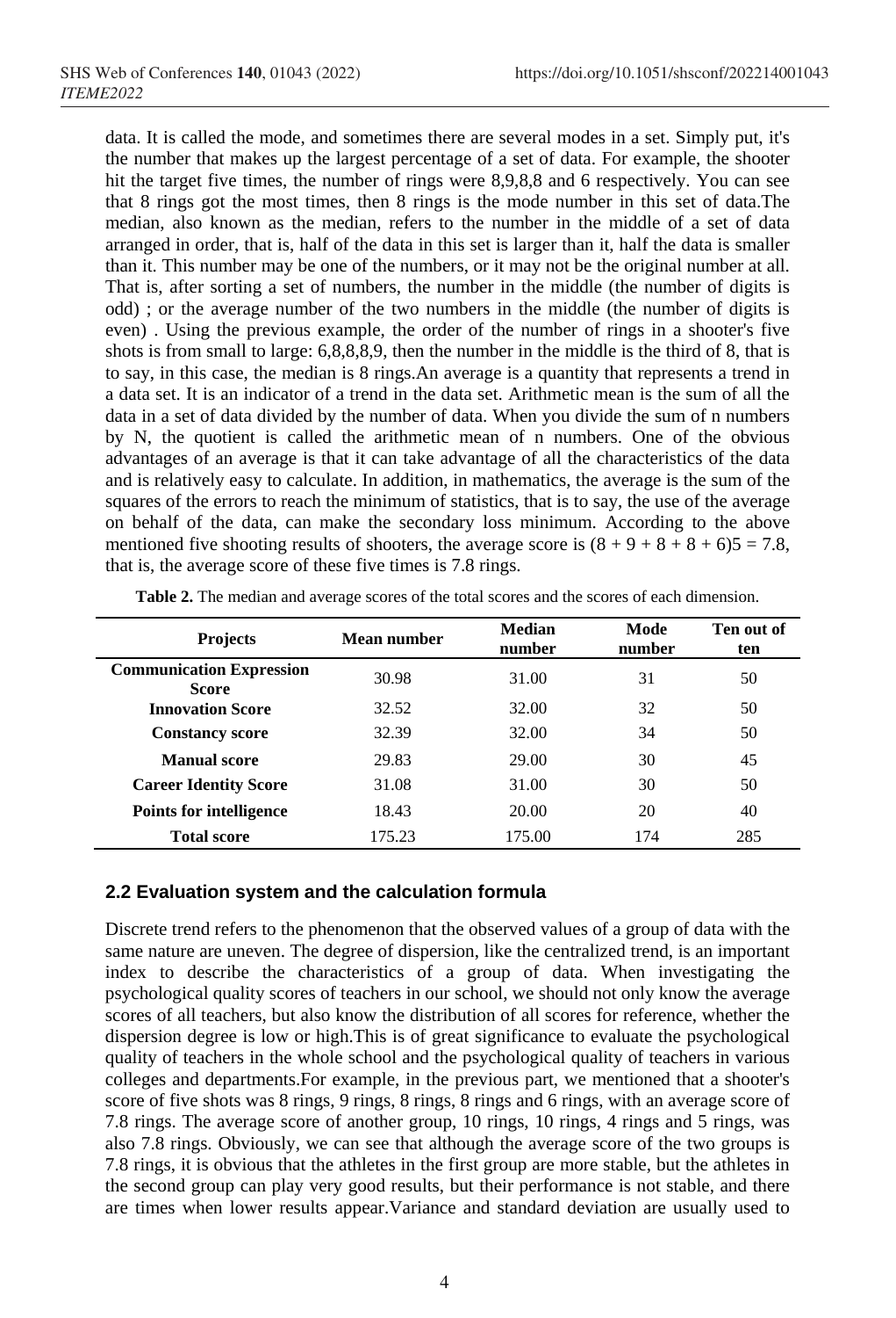data. It is called the mode, and sometimes there are several modes in a set. Simply put, it's the number that makes up the largest percentage of a set of data. For example, the shooter hit the target five times, the number of rings were 8,9,8,8 and 6 respectively. You can see that 8 rings got the most times, then 8 rings is the mode number in this set of data.The median, also known as the median, refers to the number in the middle of a set of data arranged in order, that is, half of the data in this set is larger than it, half the data is smaller than it. This number may be one of the numbers, or it may not be the original number at all. That is, after sorting a set of numbers, the number in the middle (the number of digits is odd) ; or the average number of the two numbers in the middle (the number of digits is even) . Using the previous example, the order of the number of rings in a shooter's five shots is from small to large: 6,8,8,8,9, then the number in the middle is the third of 8, that is to say, in this case, the median is 8 rings.An average is a quantity that represents a trend in a data set. It is an indicator of a trend in the data set. Arithmetic mean is the sum of all the data in a set of data divided by the number of data. When you divide the sum of n numbers by N, the quotient is called the arithmetic mean of n numbers. One of the obvious advantages of an average is that it can take advantage of all the characteristics of the data and is relatively easy to calculate. In addition, in mathematics, the average is the sum of the squares of the errors to reach the minimum of statistics, that is to say, the use of the average on behalf of the data, can make the secondary loss minimum. According to the above mentioned five shooting results of shooters, the average score is $(8 + 9 + 8 + 8 + 6)5 = 7.8$, that is, the average score of these five times is 7.8 rings.

**Table 2.** The median and average scores of the total scores and the scores of each dimension.

| Projects | Mean number | Median number | Mode number | Ten out of ten |
|---|---|---|---|---|
| **Communication Expression Score** | 30.98 | 31.00 | 31 | 50 |
| **Innovation Score** | 32.52 | 32.00 | 32 | 50 |
| **Constancy score** | 32.39 | 32.00 | 34 | 50 |
| **Manual score** | 29.83 | 29.00 | 30 | 45 |
| **Career Identity Score** | 31.08 | 31.00 | 30 | 50 |
| **Points for intelligence** | 18.43 | 20.00 | 20 | 40 |
| **Total score** | 175.23 | 175.00 | 174 | 285 |

### 2.2 Evaluation system and the calculation formula

Discrete trend refers to the phenomenon that the observed values of a group of data with the same nature are uneven. The degree of dispersion, like the centralized trend, is an important index to describe the characteristics of a group of data. When investigating the psychological quality scores of teachers in our school, we should not only know the average scores of all teachers, but also know the distribution of all scores for reference, whether the dispersion degree is low or high.This is of great significance to evaluate the psychological quality of teachers in the whole school and the psychological quality of teachers in various colleges and departments.For example, in the previous part, we mentioned that a shooter's score of five shots was 8 rings, 9 rings, 8 rings, 8 rings and 6 rings, with an average score of 7.8 rings. The average score of another group, 10 rings, 10 rings, 4 rings and 5 rings, was also 7.8 rings. Obviously, we can see that although the average score of the two groups is 7.8 rings, it is obvious that the athletes in the first group are more stable, but the athletes in the second group can play very good results, but their performance is not stable, and there are times when lower results appear.Variance and standard deviation are usually used to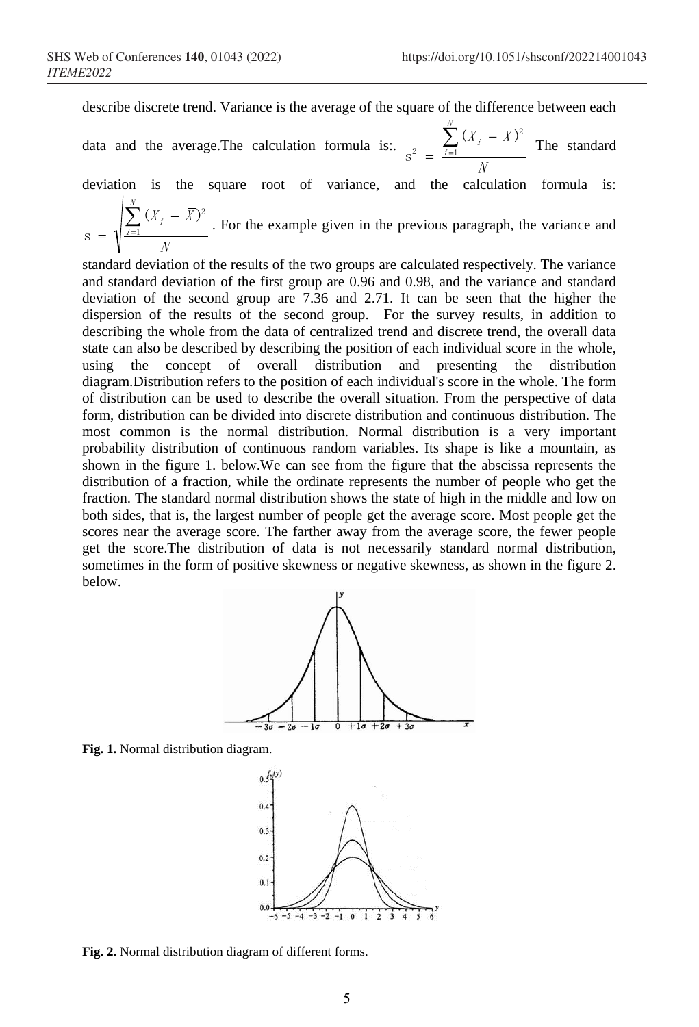describe discrete trend. Variance is the average of the square of the difference between each data and the average.The calculation formula is:. $s^2 = \frac{\sum_{i=1}^{N}(X_i - \overline{X})^2}{N}$ The standard deviation is the square root of variance, and the calculation formula is: $s = \sqrt{\frac{\sum_{i=1}^{N}(X_i - \overline{X})^2}{N}}$. For the example given in the previous paragraph, the variance and standard deviation of the results of the two groups are calculated respectively. The variance and standard deviation of the first group are 0.96 and 0.98, and the variance and standard deviation of the second group are 7.36 and 2.71. It can be seen that the higher the dispersion of the results of the second group. For the survey results, in addition to describing the whole from the data of centralized trend and discrete trend, the overall data state can also be described by describing the position of each individual score in the whole, using the concept of overall distribution and presenting the distribution diagram.Distribution refers to the position of each individual's score in the whole. The form of distribution can be used to describe the overall situation. From the perspective of data form, distribution can be divided into discrete distribution and continuous distribution. The most common is the normal distribution. Normal distribution is a very important probability distribution of continuous random variables. Its shape is like a mountain, as shown in the figure 1. below.We can see from the figure that the abscissa represents the distribution of a fraction, while the ordinate represents the number of people who get the fraction. The standard normal distribution shows the state of high in the middle and low on both sides, that is, the largest number of people get the average score. Most people get the scores near the average score. The farther away from the average score, the fewer people get the score.The distribution of data is not necessarily standard normal distribution, sometimes in the form of positive skewness or negative skewness, as shown in the figure 2. below.

**Fig. 1.** Normal distribution diagram.

**Fig. 2.** Normal distribution diagram of different forms.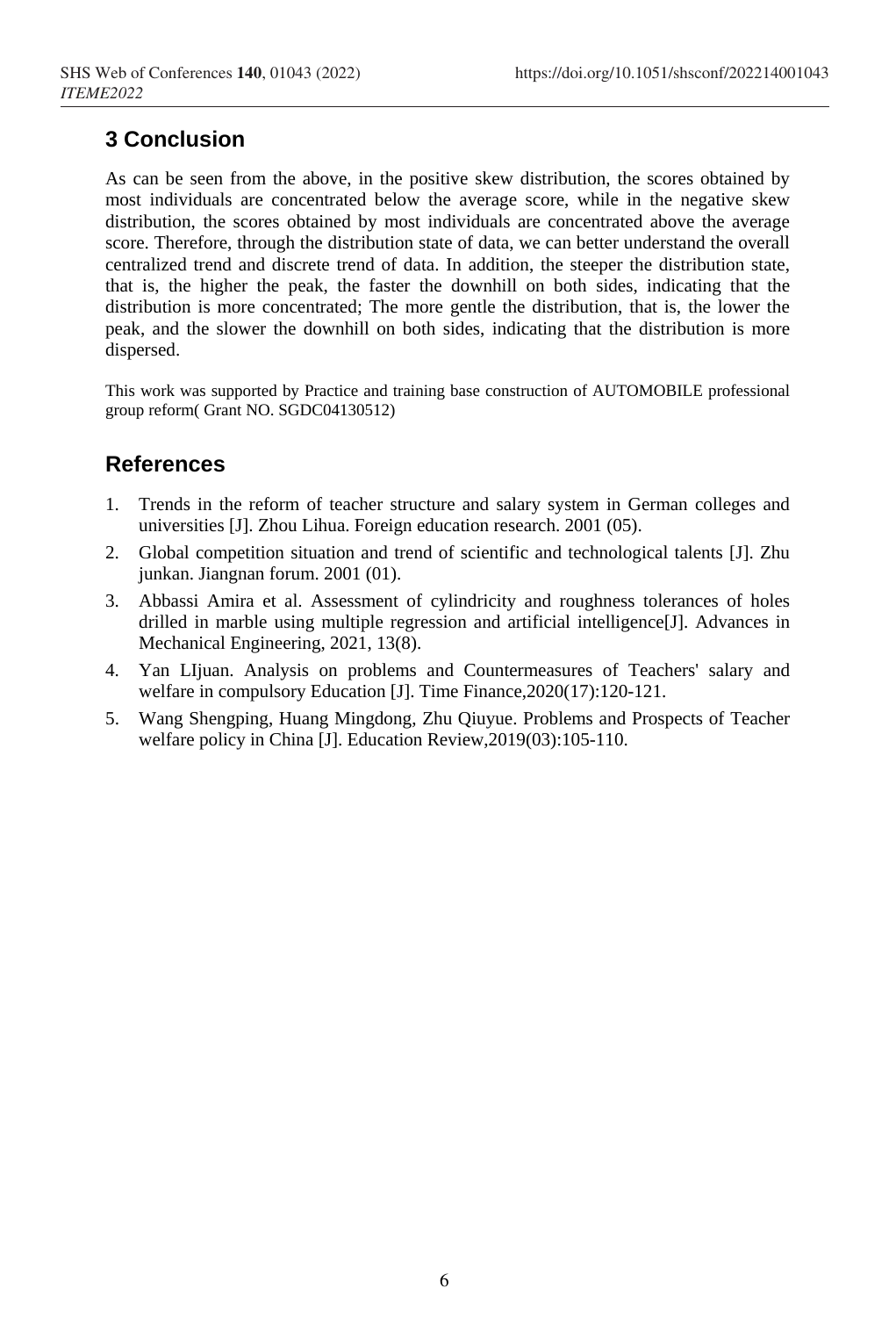## 3 Conclusion

As can be seen from the above, in the positive skew distribution, the scores obtained by most individuals are concentrated below the average score, while in the negative skew distribution, the scores obtained by most individuals are concentrated above the average score. Therefore, through the distribution state of data, we can better understand the overall centralized trend and discrete trend of data. In addition, the steeper the distribution state, that is, the higher the peak, the faster the downhill on both sides, indicating that the distribution is more concentrated; The more gentle the distribution, that is, the lower the peak, and the slower the downhill on both sides, indicating that the distribution is more dispersed.

This work was supported by Practice and training base construction of AUTOMOBILE professional group reform( Grant NO. SGDC04130512)

## References

1. Trends in the reform of teacher structure and salary system in German colleges and universities [J]. Zhou Lihua. Foreign education research. 2001 (05).
2. Global competition situation and trend of scientific and technological talents [J]. Zhu junkan. Jiangnan forum. 2001 (01).
3. Abbassi Amira et al. Assessment of cylindricity and roughness tolerances of holes drilled in marble using multiple regression and artificial intelligence[J]. Advances in Mechanical Engineering, 2021, 13(8).
4. Yan LIjuan. Analysis on problems and Countermeasures of Teachers' salary and welfare in compulsory Education [J]. Time Finance,2020(17):120-121.
5. Wang Shengping, Huang Mingdong, Zhu Qiuyue. Problems and Prospects of Teacher welfare policy in China [J]. Education Review,2019(03):105-110.